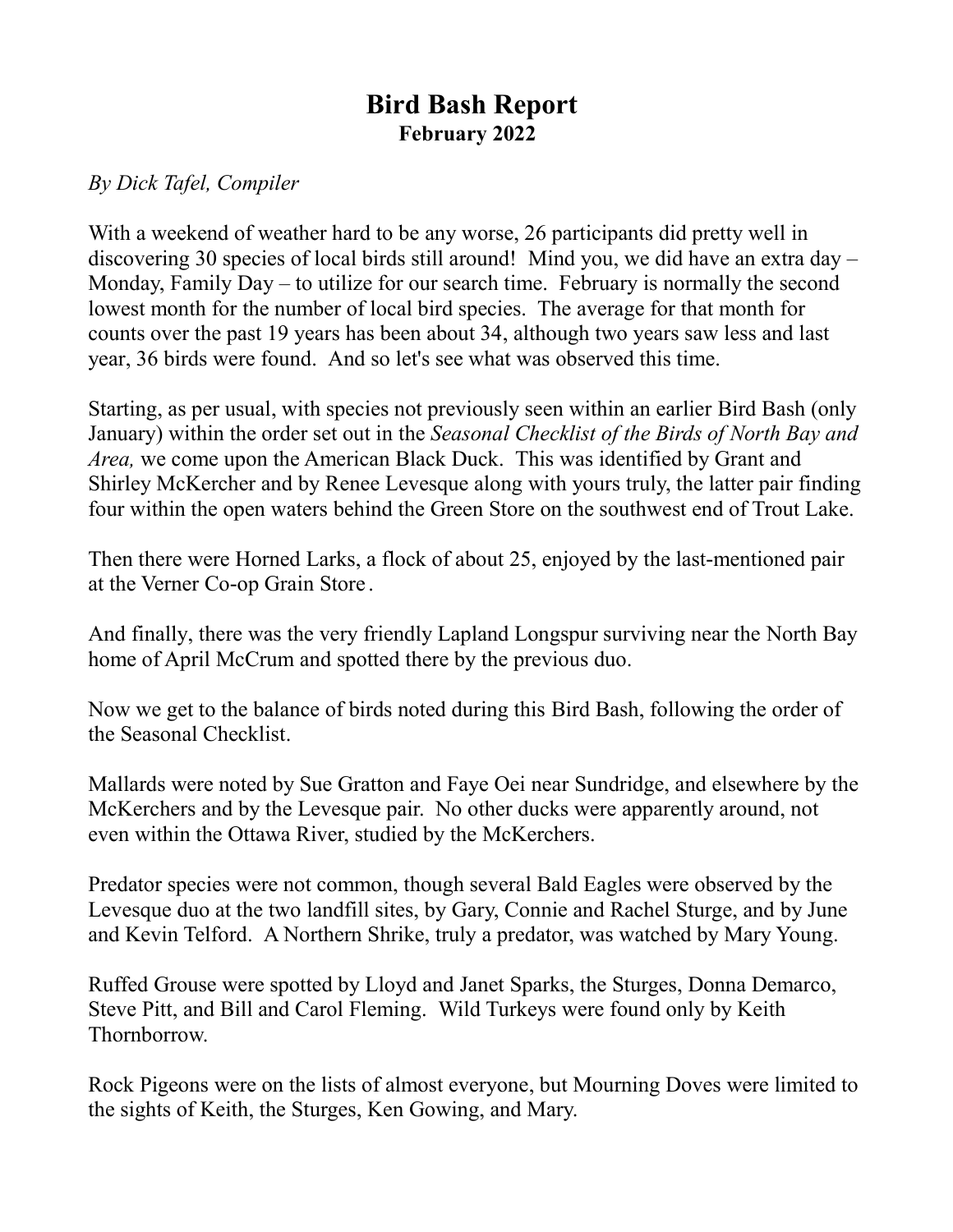# Bird Bash Report
## February 2022

*By Dick Tafel, Compiler*

With a weekend of weather hard to be any worse, 26 participants did pretty well in discovering 30 species of local birds still around! Mind you, we did have an extra day – Monday, Family Day – to utilize for our search time. February is normally the second lowest month for the number of local bird species. The average for that month for counts over the past 19 years has been about 34, although two years saw less and last year, 36 birds were found. And so let's see what was observed this time.

Starting, as per usual, with species not previously seen within an earlier Bird Bash (only January) within the order set out in the *Seasonal Checklist of the Birds of North Bay and Area,* we come upon the American Black Duck. This was identified by Grant and Shirley McKercher and by Renee Levesque along with yours truly, the latter pair finding four within the open waters behind the Green Store on the southwest end of Trout Lake.

Then there were Horned Larks, a flock of about 25, enjoyed by the last-mentioned pair at the Verner Co-op Grain Store.

And finally, there was the very friendly Lapland Longspur surviving near the North Bay home of April McCrum and spotted there by the previous duo.

Now we get to the balance of birds noted during this Bird Bash, following the order of the Seasonal Checklist.

Mallards were noted by Sue Gratton and Faye Oei near Sundridge, and elsewhere by the McKerchers and by the Levesque pair. No other ducks were apparently around, not even within the Ottawa River, studied by the McKerchers.

Predator species were not common, though several Bald Eagles were observed by the Levesque duo at the two landfill sites, by Gary, Connie and Rachel Sturge, and by June and Kevin Telford. A Northern Shrike, truly a predator, was watched by Mary Young.

Ruffed Grouse were spotted by Lloyd and Janet Sparks, the Sturges, Donna Demarco, Steve Pitt, and Bill and Carol Fleming. Wild Turkeys were found only by Keith Thornborrow.

Rock Pigeons were on the lists of almost everyone, but Mourning Doves were limited to the sights of Keith, the Sturges, Ken Gowing, and Mary.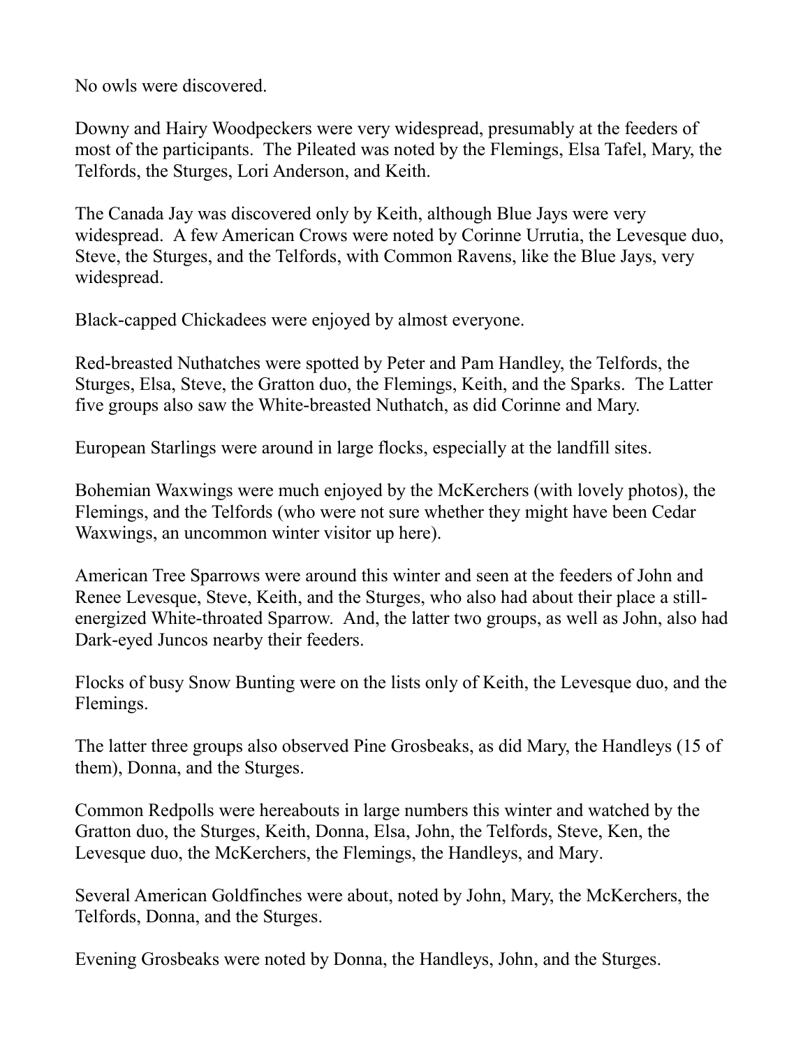No owls were discovered.

Downy and Hairy Woodpeckers were very widespread, presumably at the feeders of most of the participants. The Pileated was noted by the Flemings, Elsa Tafel, Mary, the Telfords, the Sturges, Lori Anderson, and Keith.

The Canada Jay was discovered only by Keith, although Blue Jays were very widespread. A few American Crows were noted by Corinne Urrutia, the Levesque duo, Steve, the Sturges, and the Telfords, with Common Ravens, like the Blue Jays, very widespread.

Black-capped Chickadees were enjoyed by almost everyone.

Red-breasted Nuthatches were spotted by Peter and Pam Handley, the Telfords, the Sturges, Elsa, Steve, the Gratton duo, the Flemings, Keith, and the Sparks. The Latter five groups also saw the White-breasted Nuthatch, as did Corinne and Mary.

European Starlings were around in large flocks, especially at the landfill sites.

Bohemian Waxwings were much enjoyed by the McKerchers (with lovely photos), the Flemings, and the Telfords (who were not sure whether they might have been Cedar Waxwings, an uncommon winter visitor up here).

American Tree Sparrows were around this winter and seen at the feeders of John and Renee Levesque, Steve, Keith, and the Sturges, who also had about their place a still-energized White-throated Sparrow. And, the latter two groups, as well as John, also had Dark-eyed Juncos nearby their feeders.

Flocks of busy Snow Bunting were on the lists only of Keith, the Levesque duo, and the Flemings.

The latter three groups also observed Pine Grosbeaks, as did Mary, the Handleys (15 of them), Donna, and the Sturges.

Common Redpolls were hereabouts in large numbers this winter and watched by the Gratton duo, the Sturges, Keith, Donna, Elsa, John, the Telfords, Steve, Ken, the Levesque duo, the McKerchers, the Flemings, the Handleys, and Mary.

Several American Goldfinches were about, noted by John, Mary, the McKerchers, the Telfords, Donna, and the Sturges.

Evening Grosbeaks were noted by Donna, the Handleys, John, and the Sturges.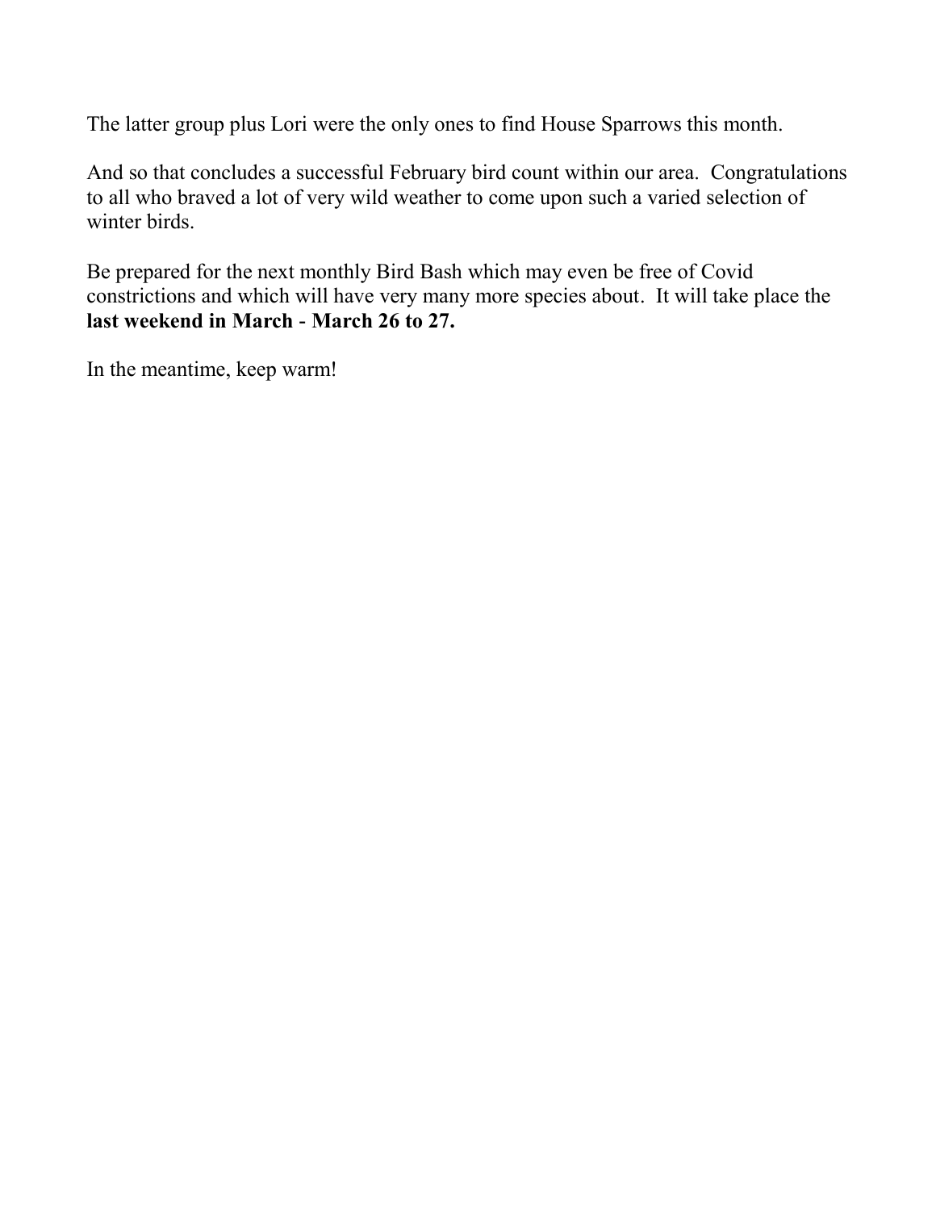The latter group plus Lori were the only ones to find House Sparrows this month.

And so that concludes a successful February bird count within our area. Congratulations to all who braved a lot of very wild weather to come upon such a varied selection of winter birds.

Be prepared for the next monthly Bird Bash which may even be free of Covid constrictions and which will have very many more species about. It will take place the **last weekend in March - March 26 to 27.**

In the meantime, keep warm!